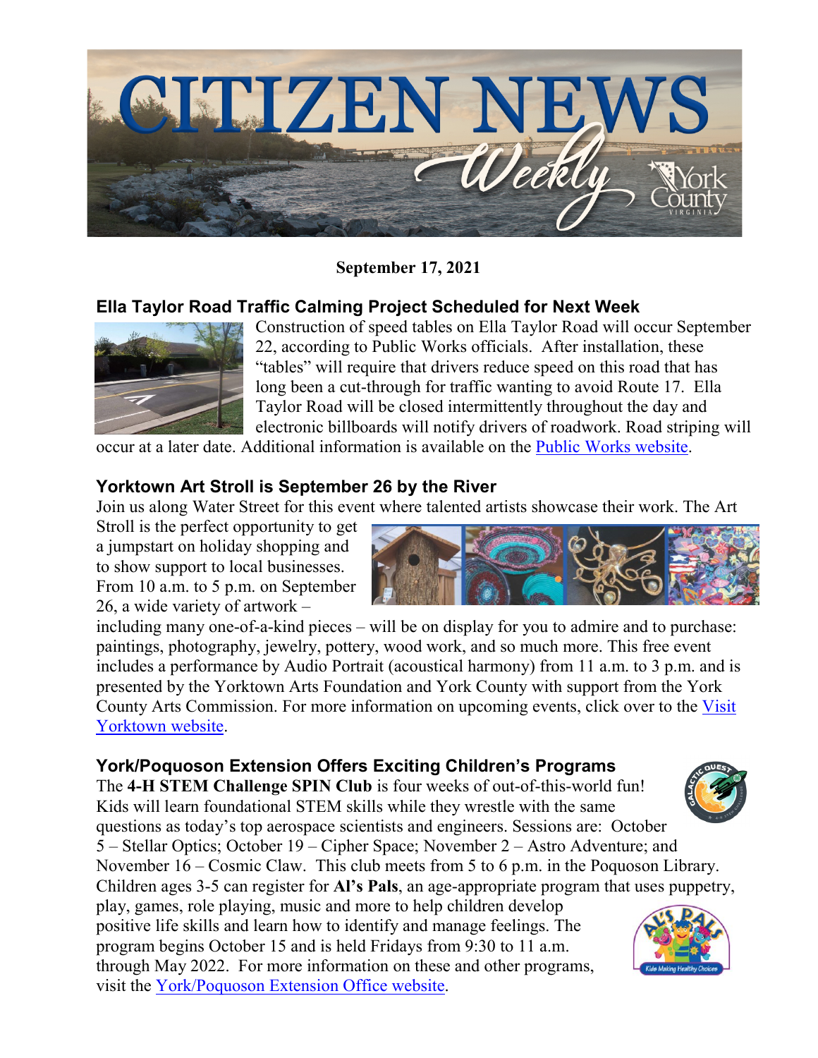# CITIZEN NEWS Weekly

**September 17, 2021**

## Ella Taylor Road Traffic Calming Project Scheduled for Next Week

Construction of speed tables on Ella Taylor Road will occur September 22, according to Public Works officials. After installation, these "tables" will require that drivers reduce speed on this road that has long been a cut-through for traffic wanting to avoid Route 17. Ella Taylor Road will be closed intermittently throughout the day and electronic billboards will notify drivers of roadwork. Road striping will occur at a later date. Additional information is available on the Public Works website.

## Yorktown Art Stroll is September 26 by the River

Join us along Water Street for this event where talented artists showcase their work. The Art Stroll is the perfect opportunity to get a jumpstart on holiday shopping and to show support to local businesses. From 10 a.m. to 5 p.m. on September 26, a wide variety of artwork – including many one-of-a-kind pieces – will be on display for you to admire and to purchase: paintings, photography, jewelry, pottery, wood work, and so much more. This free event includes a performance by Audio Portrait (acoustical harmony) from 11 a.m. to 3 p.m. and is presented by the Yorktown Arts Foundation and York County with support from the York County Arts Commission. For more information on upcoming events, click over to the Visit Yorktown website.

## York/Poquoson Extension Offers Exciting Children's Programs

The **4-H STEM Challenge SPIN Club** is four weeks of out-of-this-world fun! Kids will learn foundational STEM skills while they wrestle with the same questions as today's top aerospace scientists and engineers. Sessions are: October 5 – Stellar Optics; October 19 – Cipher Space; November 2 – Astro Adventure; and November 16 – Cosmic Claw. This club meets from 5 to 6 p.m. in the Poquoson Library. Children ages 3-5 can register for **Al's Pals**, an age-appropriate program that uses puppetry, play, games, role playing, music and more to help children develop positive life skills and learn how to identify and manage feelings. The program begins October 15 and is held Fridays from 9:30 to 11 a.m. through May 2022. For more information on these and other programs, visit the York/Poquoson Extension Office website.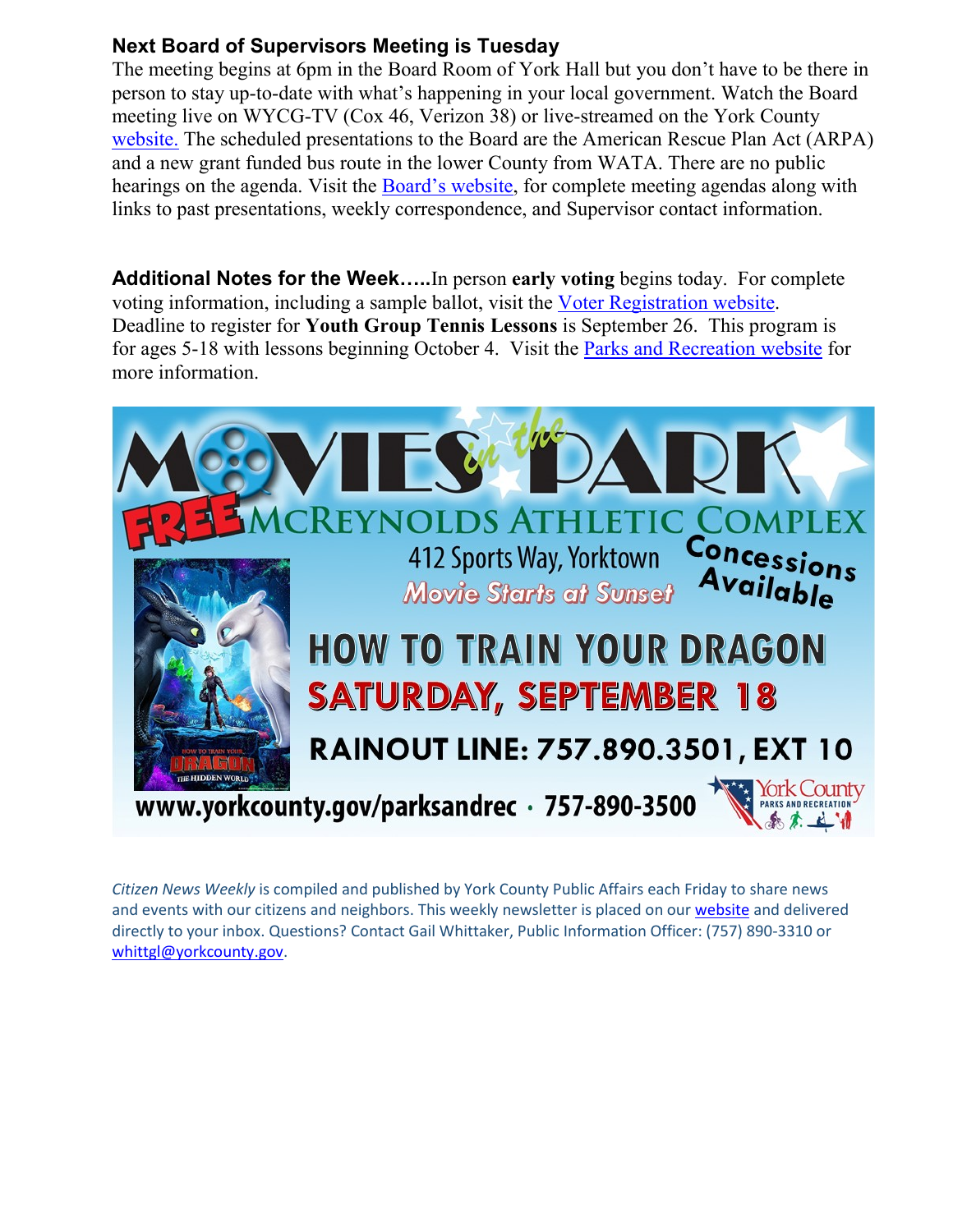**Next Board of Supervisors Meeting is Tuesday**

The meeting begins at 6pm in the Board Room of York Hall but you don't have to be there in person to stay up-to-date with what's happening in your local government. Watch the Board meeting live on WYCG-TV (Cox 46, Verizon 38) or live-streamed on the York County website. The scheduled presentations to the Board are the American Rescue Plan Act (ARPA) and a new grant funded bus route in the lower County from WATA. There are no public hearings on the agenda. Visit the Board's website, for complete meeting agendas along with links to past presentations, weekly correspondence, and Supervisor contact information.

**Additional Notes for the Week…..**In person **early voting** begins today. For complete voting information, including a sample ballot, visit the Voter Registration website. Deadline to register for **Youth Group Tennis Lessons** is September 26. This program is for ages 5-18 with lessons beginning October 4. Visit the Parks and Recreation website for more information.

MOVIES in the PARK

FREE MCREYNOLDS ATHLETIC COMPLEX

412 Sports Way, Yorktown

Movie Starts at Sunset

Concessions Available

HOW TO TRAIN YOUR DRAGON

SATURDAY, SEPTEMBER 18

RAINOUT LINE: 757.890.3501, EXT 10

www.yorkcounty.gov/parksandrec · 757-890-3500

York County PARKS AND RECREATION

*Citizen News Weekly* is compiled and published by York County Public Affairs each Friday to share news and events with our citizens and neighbors. This weekly newsletter is placed on our website and delivered directly to your inbox. Questions? Contact Gail Whittaker, Public Information Officer: (757) 890-3310 or whittgl@yorkcounty.gov.